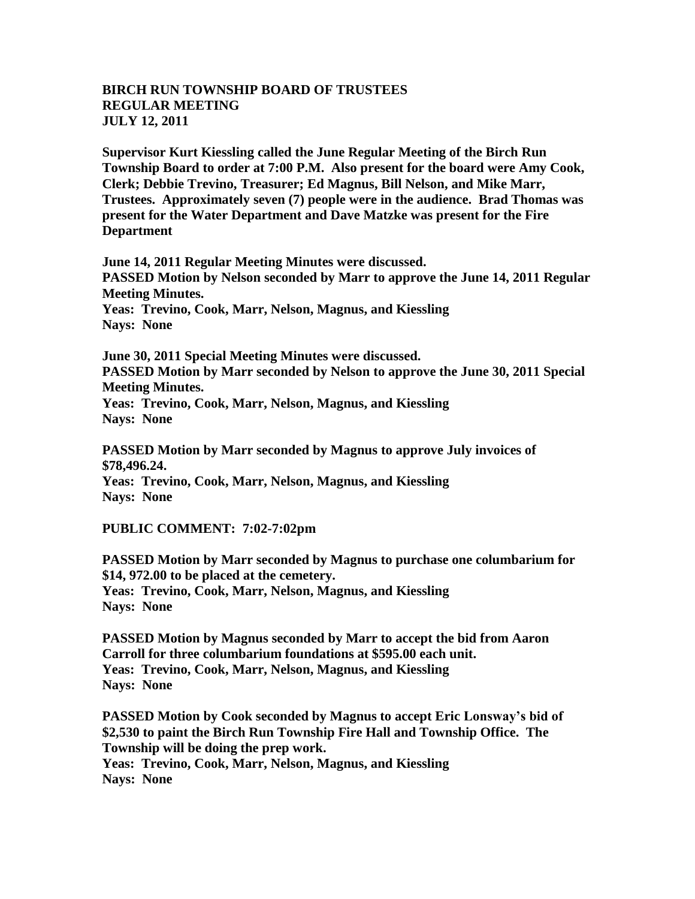**BIRCH RUN TOWNSHIP BOARD OF TRUSTEES**
**REGULAR MEETING**
**JULY 12, 2011**

**Supervisor Kurt Kiessling called the June Regular Meeting of the Birch Run Township Board to order at 7:00 P.M. Also present for the board were Amy Cook, Clerk; Debbie Trevino, Treasurer; Ed Magnus, Bill Nelson, and Mike Marr, Trustees. Approximately seven (7) people were in the audience. Brad Thomas was present for the Water Department and Dave Matzke was present for the Fire Department**

**June 14, 2011 Regular Meeting Minutes were discussed.**
**PASSED Motion by Nelson seconded by Marr to approve the June 14, 2011 Regular Meeting Minutes.**
**Yeas: Trevino, Cook, Marr, Nelson, Magnus, and Kiessling**
**Nays: None**

**June 30, 2011 Special Meeting Minutes were discussed.**
**PASSED Motion by Marr seconded by Nelson to approve the June 30, 2011 Special Meeting Minutes.**
**Yeas: Trevino, Cook, Marr, Nelson, Magnus, and Kiessling**
**Nays: None**

**PASSED Motion by Marr seconded by Magnus to approve July invoices of $78,496.24.**
**Yeas: Trevino, Cook, Marr, Nelson, Magnus, and Kiessling**
**Nays: None**

**PUBLIC COMMENT: 7:02-7:02pm**

**PASSED Motion by Marr seconded by Magnus to purchase one columbarium for $14, 972.00 to be placed at the cemetery.**
**Yeas: Trevino, Cook, Marr, Nelson, Magnus, and Kiessling**
**Nays: None**

**PASSED Motion by Magnus seconded by Marr to accept the bid from Aaron Carroll for three columbarium foundations at $595.00 each unit.**
**Yeas: Trevino, Cook, Marr, Nelson, Magnus, and Kiessling**
**Nays: None**

**PASSED Motion by Cook seconded by Magnus to accept Eric Lonsway's bid of $2,530 to paint the Birch Run Township Fire Hall and Township Office. The Township will be doing the prep work.**
**Yeas: Trevino, Cook, Marr, Nelson, Magnus, and Kiessling**
**Nays: None**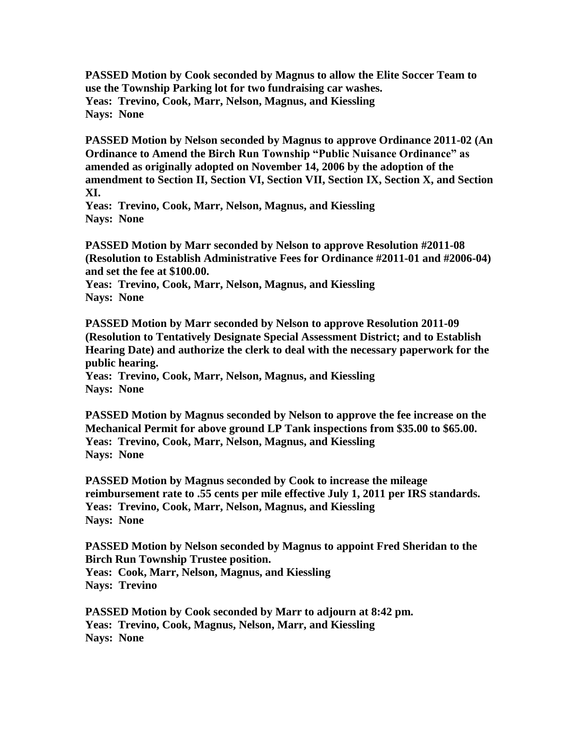**PASSED Motion by Cook seconded by Magnus to allow the Elite Soccer Team to use the Township Parking lot for two fundraising car washes.**
**Yeas: Trevino, Cook, Marr, Nelson, Magnus, and Kiessling**
**Nays: None**

**PASSED Motion by Nelson seconded by Magnus to approve Ordinance 2011-02 (An Ordinance to Amend the Birch Run Township "Public Nuisance Ordinance" as amended as originally adopted on November 14, 2006 by the adoption of the amendment to Section II, Section VI, Section VII, Section IX, Section X, and Section XI.**
**Yeas: Trevino, Cook, Marr, Nelson, Magnus, and Kiessling**
**Nays: None**

**PASSED Motion by Marr seconded by Nelson to approve Resolution #2011-08 (Resolution to Establish Administrative Fees for Ordinance #2011-01 and #2006-04) and set the fee at $100.00.**
**Yeas: Trevino, Cook, Marr, Nelson, Magnus, and Kiessling**
**Nays: None**

**PASSED Motion by Marr seconded by Nelson to approve Resolution 2011-09 (Resolution to Tentatively Designate Special Assessment District; and to Establish Hearing Date) and authorize the clerk to deal with the necessary paperwork for the public hearing.**
**Yeas: Trevino, Cook, Marr, Nelson, Magnus, and Kiessling**
**Nays: None**

**PASSED Motion by Magnus seconded by Nelson to approve the fee increase on the Mechanical Permit for above ground LP Tank inspections from $35.00 to $65.00.**
**Yeas: Trevino, Cook, Marr, Nelson, Magnus, and Kiessling**
**Nays: None**

**PASSED Motion by Magnus seconded by Cook to increase the mileage reimbursement rate to .55 cents per mile effective July 1, 2011 per IRS standards.**
**Yeas: Trevino, Cook, Marr, Nelson, Magnus, and Kiessling**
**Nays: None**

**PASSED Motion by Nelson seconded by Magnus to appoint Fred Sheridan to the Birch Run Township Trustee position.**
**Yeas: Cook, Marr, Nelson, Magnus, and Kiessling**
**Nays: Trevino**

**PASSED Motion by Cook seconded by Marr to adjourn at 8:42 pm.**
**Yeas: Trevino, Cook, Magnus, Nelson, Marr, and Kiessling**
**Nays: None**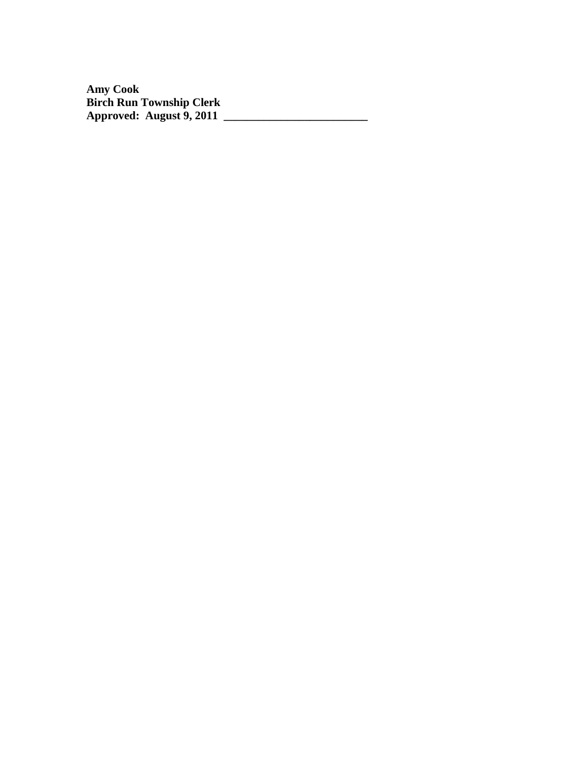**Amy Cook**
**Birch Run Township Clerk**
**Approved: August 9, 2011 _________________________**